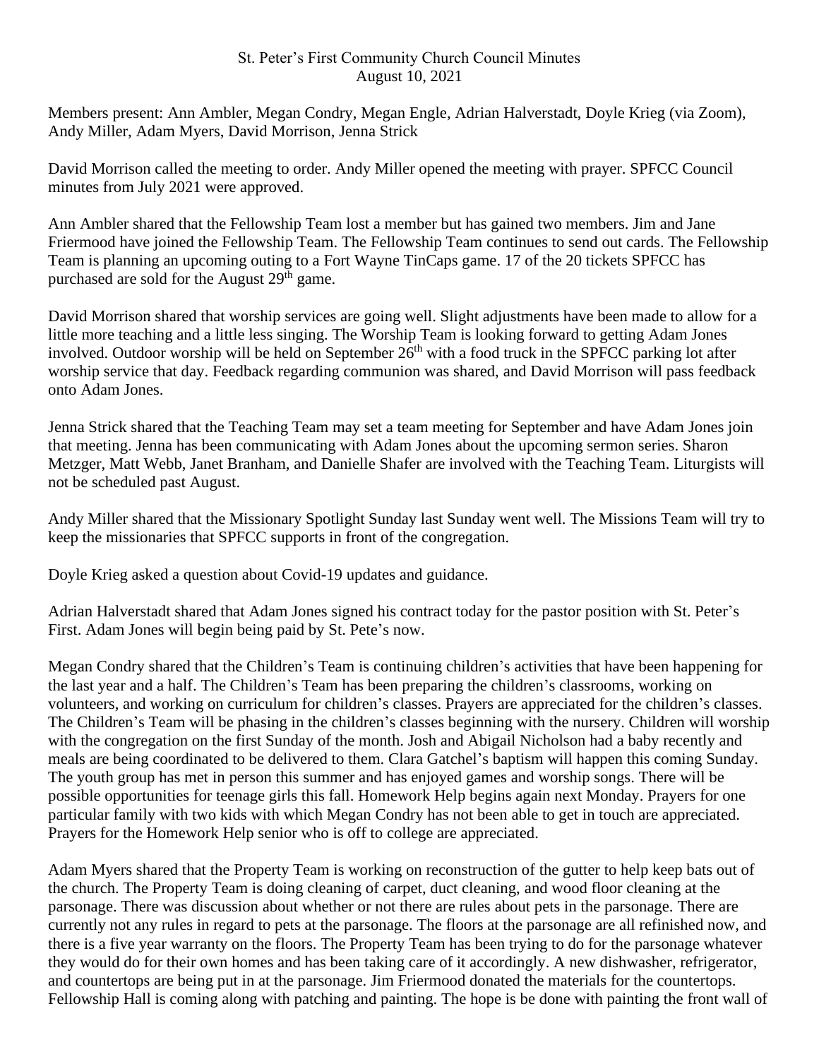St. Peter's First Community Church Council Minutes
August 10, 2021

Members present: Ann Ambler, Megan Condry, Megan Engle, Adrian Halverstadt, Doyle Krieg (via Zoom), Andy Miller, Adam Myers, David Morrison, Jenna Strick

David Morrison called the meeting to order. Andy Miller opened the meeting with prayer. SPFCC Council minutes from July 2021 were approved.

Ann Ambler shared that the Fellowship Team lost a member but has gained two members. Jim and Jane Friermood have joined the Fellowship Team. The Fellowship Team continues to send out cards. The Fellowship Team is planning an upcoming outing to a Fort Wayne TinCaps game. 17 of the 20 tickets SPFCC has purchased are sold for the August 29th game.

David Morrison shared that worship services are going well. Slight adjustments have been made to allow for a little more teaching and a little less singing. The Worship Team is looking forward to getting Adam Jones involved. Outdoor worship will be held on September 26th with a food truck in the SPFCC parking lot after worship service that day. Feedback regarding communion was shared, and David Morrison will pass feedback onto Adam Jones.

Jenna Strick shared that the Teaching Team may set a team meeting for September and have Adam Jones join that meeting. Jenna has been communicating with Adam Jones about the upcoming sermon series. Sharon Metzger, Matt Webb, Janet Branham, and Danielle Shafer are involved with the Teaching Team. Liturgists will not be scheduled past August.

Andy Miller shared that the Missionary Spotlight Sunday last Sunday went well. The Missions Team will try to keep the missionaries that SPFCC supports in front of the congregation.

Doyle Krieg asked a question about Covid-19 updates and guidance.

Adrian Halverstadt shared that Adam Jones signed his contract today for the pastor position with St. Peter's First. Adam Jones will begin being paid by St. Pete's now.

Megan Condry shared that the Children's Team is continuing children's activities that have been happening for the last year and a half. The Children's Team has been preparing the children's classrooms, working on volunteers, and working on curriculum for children's classes. Prayers are appreciated for the children's classes. The Children's Team will be phasing in the children's classes beginning with the nursery. Children will worship with the congregation on the first Sunday of the month. Josh and Abigail Nicholson had a baby recently and meals are being coordinated to be delivered to them. Clara Gatchel's baptism will happen this coming Sunday. The youth group has met in person this summer and has enjoyed games and worship songs. There will be possible opportunities for teenage girls this fall. Homework Help begins again next Monday. Prayers for one particular family with two kids with which Megan Condry has not been able to get in touch are appreciated. Prayers for the Homework Help senior who is off to college are appreciated.

Adam Myers shared that the Property Team is working on reconstruction of the gutter to help keep bats out of the church. The Property Team is doing cleaning of carpet, duct cleaning, and wood floor cleaning at the parsonage. There was discussion about whether or not there are rules about pets in the parsonage. There are currently not any rules in regard to pets at the parsonage. The floors at the parsonage are all refinished now, and there is a five year warranty on the floors. The Property Team has been trying to do for the parsonage whatever they would do for their own homes and has been taking care of it accordingly. A new dishwasher, refrigerator, and countertops are being put in at the parsonage. Jim Friermood donated the materials for the countertops. Fellowship Hall is coming along with patching and painting. The hope is be done with painting the front wall of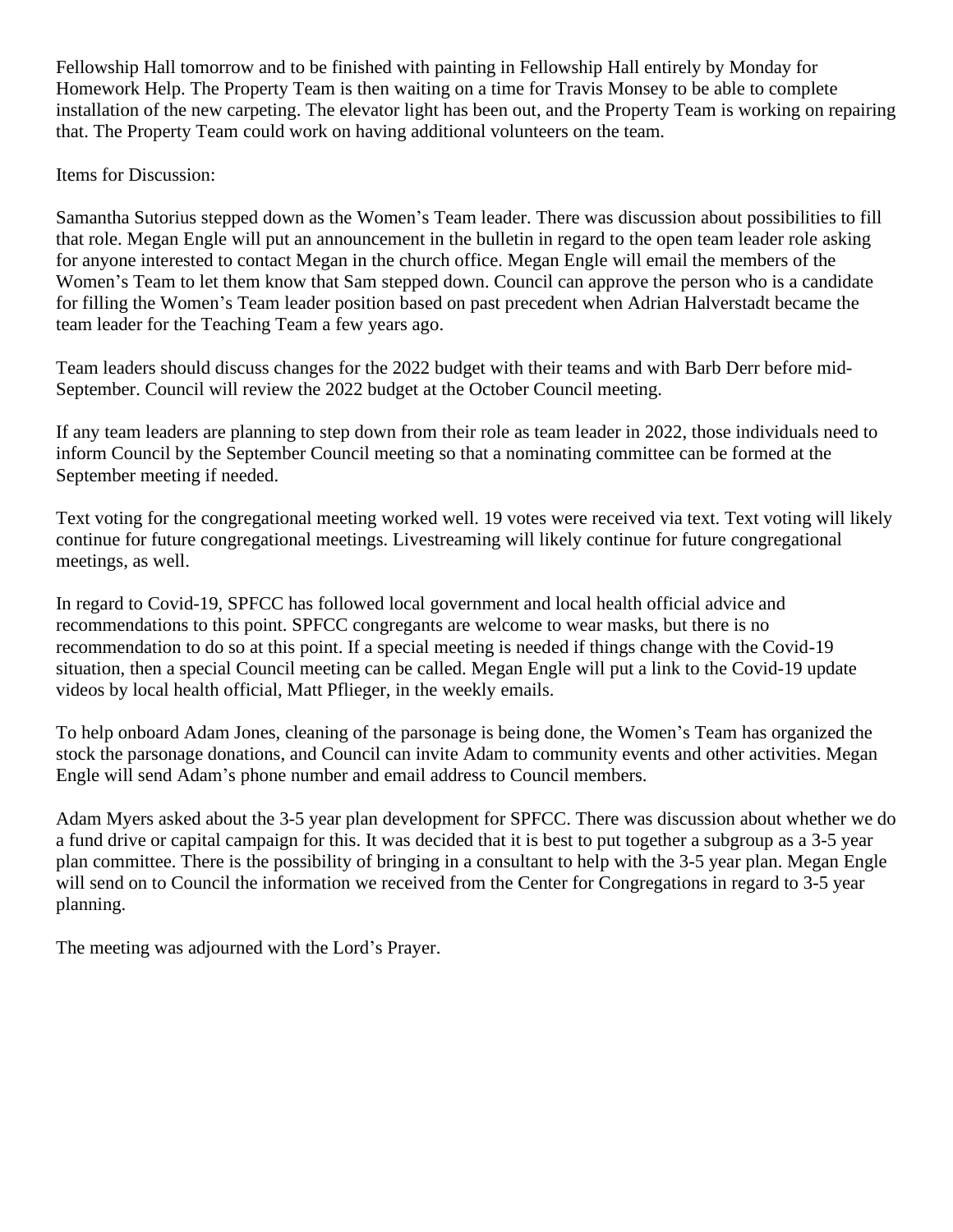Fellowship Hall tomorrow and to be finished with painting in Fellowship Hall entirely by Monday for Homework Help. The Property Team is then waiting on a time for Travis Monsey to be able to complete installation of the new carpeting. The elevator light has been out, and the Property Team is working on repairing that. The Property Team could work on having additional volunteers on the team.

Items for Discussion:

Samantha Sutorius stepped down as the Women's Team leader. There was discussion about possibilities to fill that role. Megan Engle will put an announcement in the bulletin in regard to the open team leader role asking for anyone interested to contact Megan in the church office. Megan Engle will email the members of the Women's Team to let them know that Sam stepped down. Council can approve the person who is a candidate for filling the Women's Team leader position based on past precedent when Adrian Halverstadt became the team leader for the Teaching Team a few years ago.

Team leaders should discuss changes for the 2022 budget with their teams and with Barb Derr before mid-September. Council will review the 2022 budget at the October Council meeting.

If any team leaders are planning to step down from their role as team leader in 2022, those individuals need to inform Council by the September Council meeting so that a nominating committee can be formed at the September meeting if needed.

Text voting for the congregational meeting worked well. 19 votes were received via text. Text voting will likely continue for future congregational meetings. Livestreaming will likely continue for future congregational meetings, as well.

In regard to Covid-19, SPFCC has followed local government and local health official advice and recommendations to this point. SPFCC congregants are welcome to wear masks, but there is no recommendation to do so at this point. If a special meeting is needed if things change with the Covid-19 situation, then a special Council meeting can be called. Megan Engle will put a link to the Covid-19 update videos by local health official, Matt Pflieger, in the weekly emails.

To help onboard Adam Jones, cleaning of the parsonage is being done, the Women's Team has organized the stock the parsonage donations, and Council can invite Adam to community events and other activities. Megan Engle will send Adam's phone number and email address to Council members.

Adam Myers asked about the 3-5 year plan development for SPFCC. There was discussion about whether we do a fund drive or capital campaign for this. It was decided that it is best to put together a subgroup as a 3-5 year plan committee. There is the possibility of bringing in a consultant to help with the 3-5 year plan. Megan Engle will send on to Council the information we received from the Center for Congregations in regard to 3-5 year planning.

The meeting was adjourned with the Lord's Prayer.